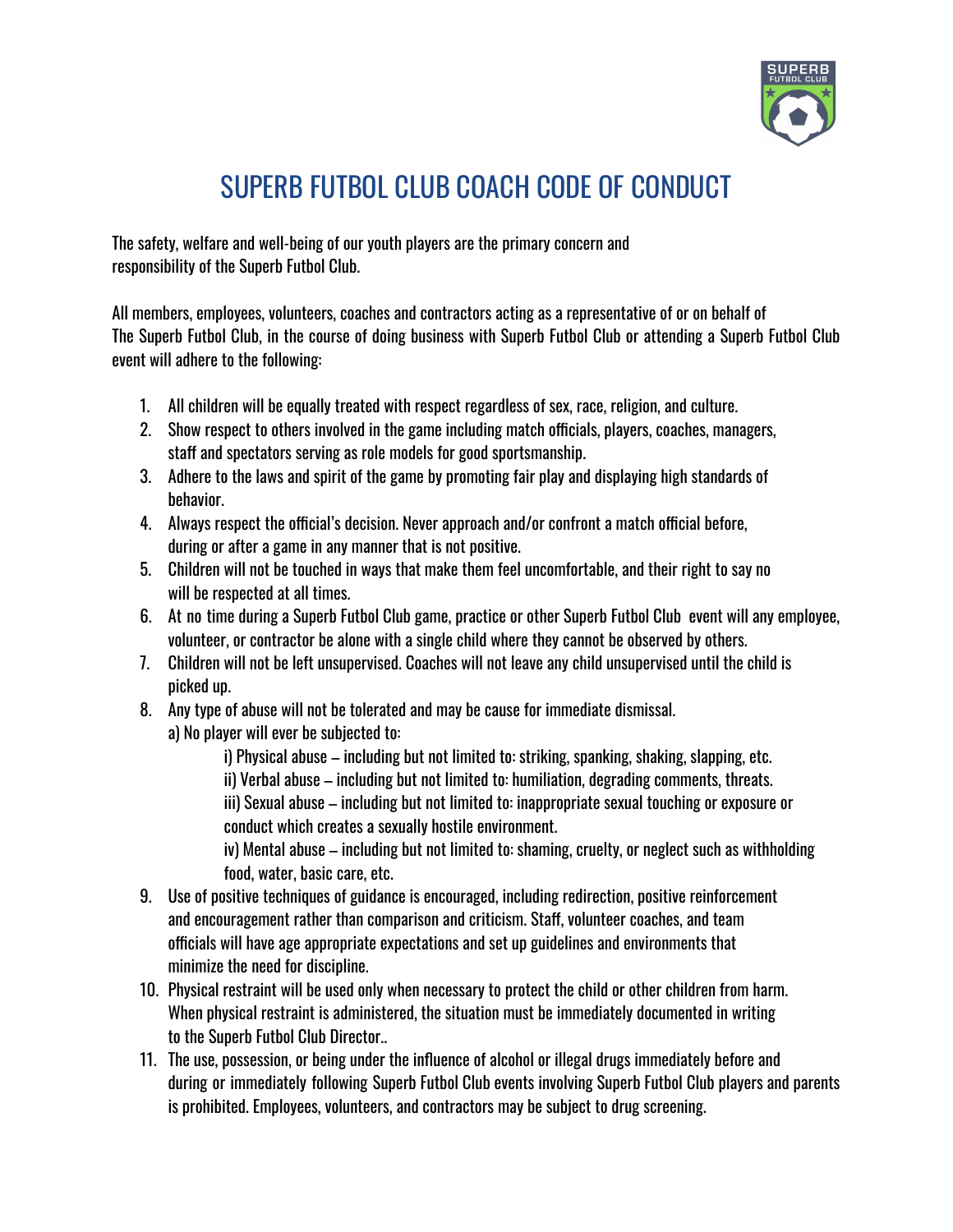# SUPERB FUTBOL CLUB COACH CODE OF CONDUCT

The safety, welfare and well-being of our youth players are the primary concern and responsibility of the Superb Futbol Club.

All members, employees, volunteers, coaches and contractors acting as a representative of or on behalf of The Superb Futbol Club, in the course of doing business with Superb Futbol Club or attending a Superb Futbol Club event will adhere to the following:

1. All children will be equally treated with respect regardless of sex, race, religion, and culture.
2. Show respect to others involved in the game including match officials, players, coaches, managers, staff and spectators serving as role models for good sportsmanship.
3. Adhere to the laws and spirit of the game by promoting fair play and displaying high standards of behavior.
4. Always respect the official's decision. Never approach and/or confront a match official before, during or after a game in any manner that is not positive.
5. Children will not be touched in ways that make them feel uncomfortable, and their right to say no will be respected at all times.
6. At no time during a Superb Futbol Club game, practice or other Superb Futbol Club event will any employee, volunteer, or contractor be alone with a single child where they cannot be observed by others.
7. Children will not be left unsupervised. Coaches will not leave any child unsupervised until the child is picked up.
8. Any type of abuse will not be tolerated and may be cause for immediate dismissal.
   a) No player will ever be subjected to:
      i) Physical abuse – including but not limited to: striking, spanking, shaking, slapping, etc.
      ii) Verbal abuse – including but not limited to: humiliation, degrading comments, threats.
      iii) Sexual abuse – including but not limited to: inappropriate sexual touching or exposure or conduct which creates a sexually hostile environment.
      iv) Mental abuse – including but not limited to: shaming, cruelty, or neglect such as withholding food, water, basic care, etc.
9. Use of positive techniques of guidance is encouraged, including redirection, positive reinforcement and encouragement rather than comparison and criticism. Staff, volunteer coaches, and team officials will have age appropriate expectations and set up guidelines and environments that minimize the need for discipline.
10. Physical restraint will be used only when necessary to protect the child or other children from harm. When physical restraint is administered, the situation must be immediately documented in writing to the Superb Futbol Club Director..
11. The use, possession, or being under the influence of alcohol or illegal drugs immediately before and during or immediately following Superb Futbol Club events involving Superb Futbol Club players and parents is prohibited. Employees, volunteers, and contractors may be subject to drug screening.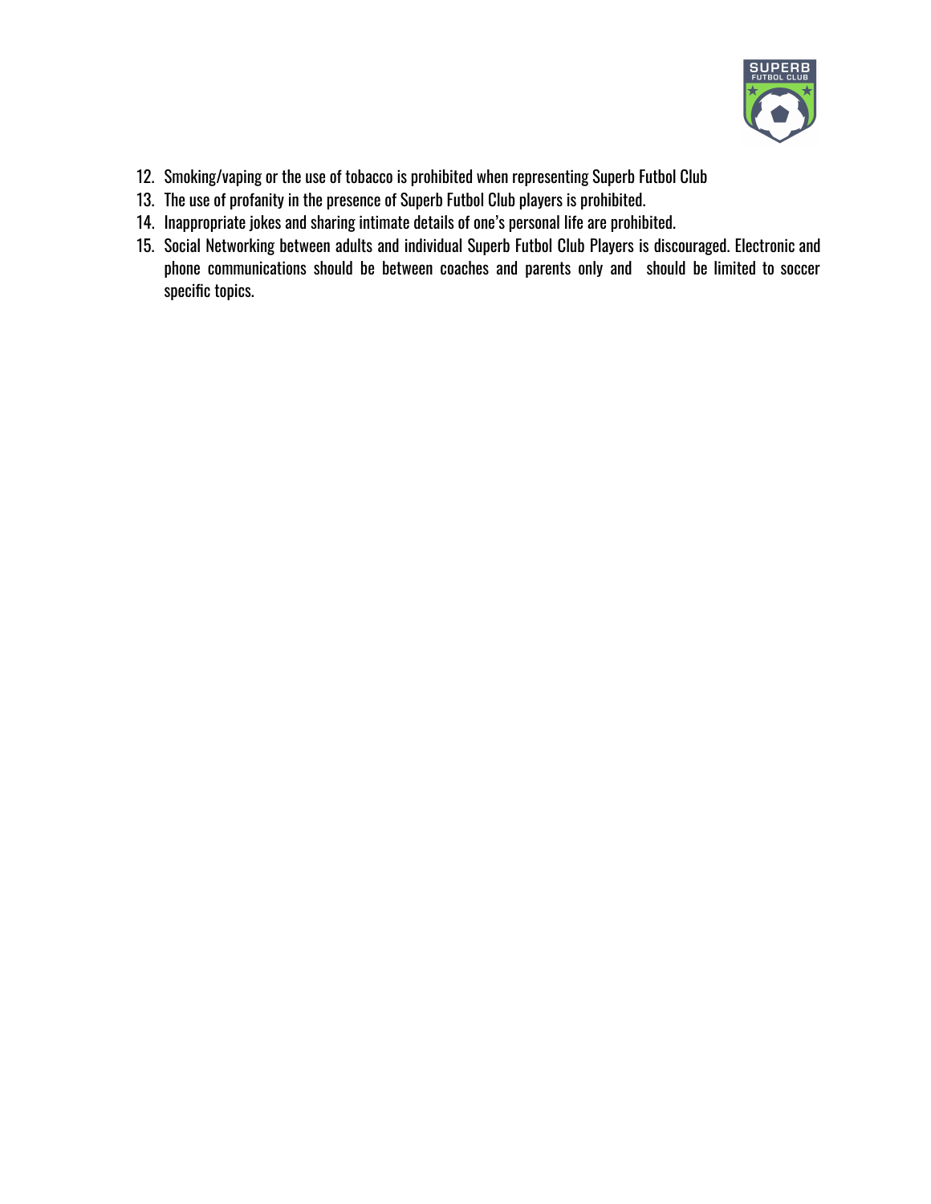12. Smoking/vaping or the use of tobacco is prohibited when representing Superb Futbol Club
13. The use of profanity in the presence of Superb Futbol Club players is prohibited.
14. Inappropriate jokes and sharing intimate details of one's personal life are prohibited.
15. Social Networking between adults and individual Superb Futbol Club Players is discouraged. Electronic and phone communications should be between coaches and parents only and should be limited to soccer specific topics.